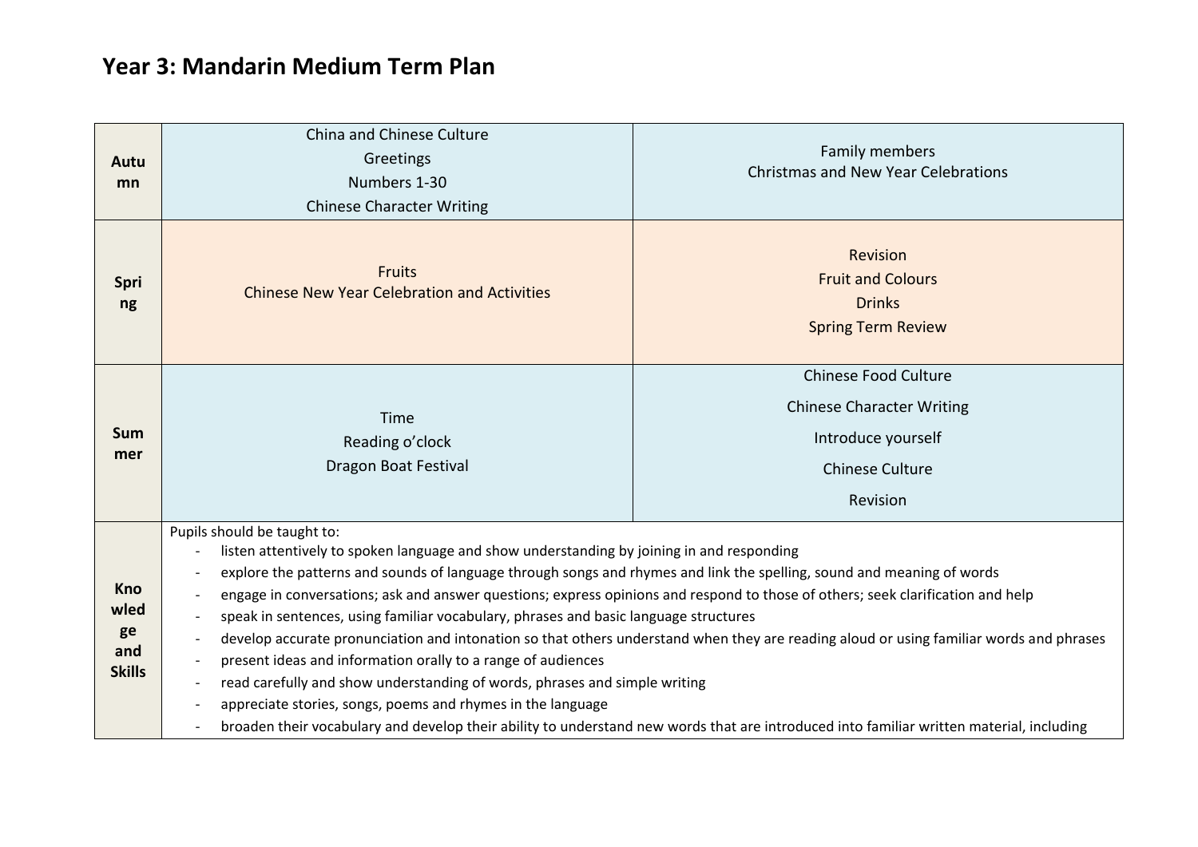# Year 3: Mandarin Medium Term Plan

| | | |
|---|---|---|
| **Autumn** | China and Chinese Culture<br>Greetings<br>Numbers 1-30<br>Chinese Character Writing | Family members<br>Christmas and New Year Celebrations |
| **Spring** | Fruits<br>Chinese New Year Celebration and Activities | Revision<br>Fruit and Colours<br>Drinks<br>Spring Term Review |
| **Summer** | Time<br>Reading o'clock<br>Dragon Boat Festival | Chinese Food Culture<br>Chinese Character Writing<br>Introduce yourself<br>Chinese Culture<br>Revision |
| **Knowledge and Skills** | Pupils should be taught to:<br>- listen attentively to spoken language and show understanding by joining in and responding<br>- explore the patterns and sounds of language through songs and rhymes and link the spelling, sound and meaning of words<br>- engage in conversations; ask and answer questions; express opinions and respond to those of others; seek clarification and help<br>- speak in sentences, using familiar vocabulary, phrases and basic language structures<br>- develop accurate pronunciation and intonation so that others understand when they are reading aloud or using familiar words and phrases<br>- present ideas and information orally to a range of audiences<br>- read carefully and show understanding of words, phrases and simple writing<br>- appreciate stories, songs, poems and rhymes in the language<br>- broaden their vocabulary and develop their ability to understand new words that are introduced into familiar written material, including | |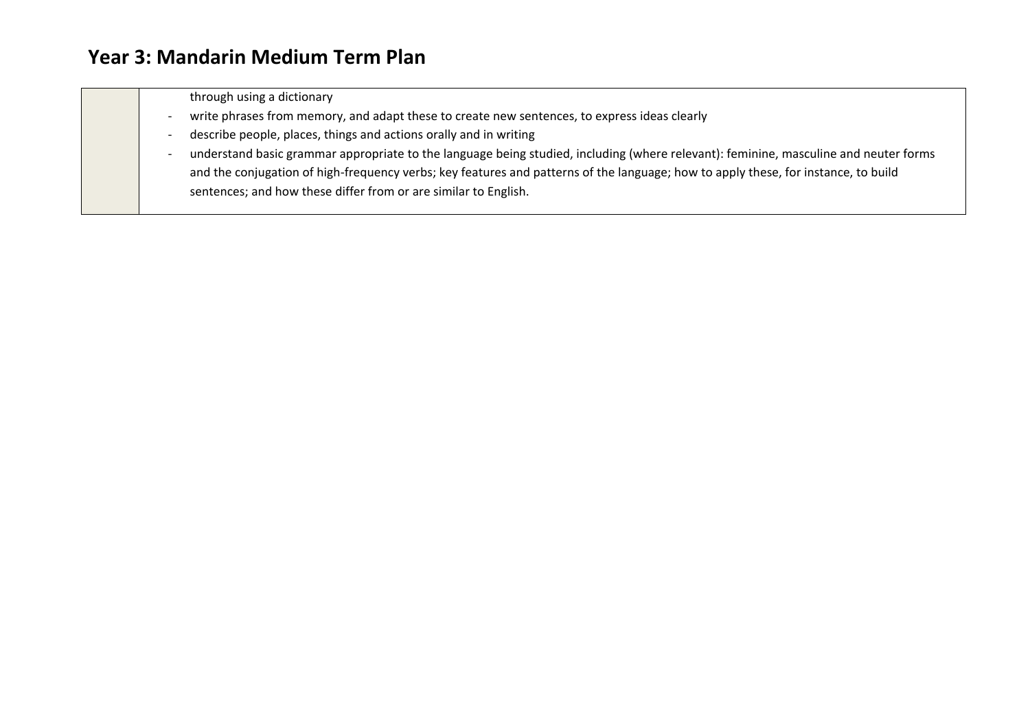# Year 3: Mandarin Medium Term Plan

| | |
|---|---|
| | through using a dictionary<br>- write phrases from memory, and adapt these to create new sentences, to express ideas clearly<br>- describe people, places, things and actions orally and in writing<br>- understand basic grammar appropriate to the language being studied, including (where relevant): feminine, masculine and neuter forms and the conjugation of high-frequency verbs; key features and patterns of the language; how to apply these, for instance, to build sentences; and how these differ from or are similar to English. |